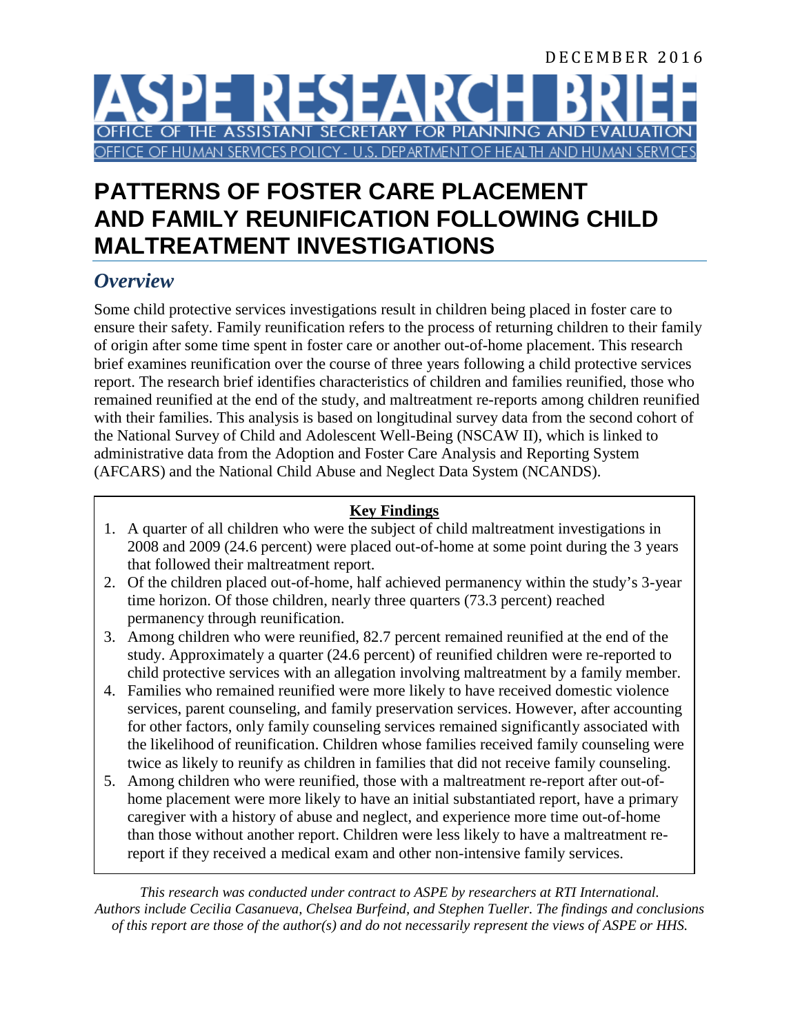DECEMBER 2016

# ASPE RESEARCH BRIEF

OFFICE OF THE ASSISTANT SECRETARY FOR PLANNING AND EVALUATION

OFFICE OF HUMAN SERVICES POLICY - U.S. DEPARTMENT OF HEALTH AND HUMAN SERVICES

# PATTERNS OF FOSTER CARE PLACEMENT AND FAMILY REUNIFICATION FOLLOWING CHILD MALTREATMENT INVESTIGATIONS

## *Overview*

Some child protective services investigations result in children being placed in foster care to ensure their safety. Family reunification refers to the process of returning children to their family of origin after some time spent in foster care or another out-of-home placement. This research brief examines reunification over the course of three years following a child protective services report. The research brief identifies characteristics of children and families reunified, those who remained reunified at the end of the study, and maltreatment re-reports among children reunified with their families. This analysis is based on longitudinal survey data from the second cohort of the National Survey of Child and Adolescent Well-Being (NSCAW II), which is linked to administrative data from the Adoption and Foster Care Analysis and Reporting System (AFCARS) and the National Child Abuse and Neglect Data System (NCANDS).

**Key Findings**

1. A quarter of all children who were the subject of child maltreatment investigations in 2008 and 2009 (24.6 percent) were placed out-of-home at some point during the 3 years that followed their maltreatment report.
2. Of the children placed out-of-home, half achieved permanency within the study's 3-year time horizon. Of those children, nearly three quarters (73.3 percent) reached permanency through reunification.
3. Among children who were reunified, 82.7 percent remained reunified at the end of the study. Approximately a quarter (24.6 percent) of reunified children were re-reported to child protective services with an allegation involving maltreatment by a family member.
4. Families who remained reunified were more likely to have received domestic violence services, parent counseling, and family preservation services. However, after accounting for other factors, only family counseling services remained significantly associated with the likelihood of reunification. Children whose families received family counseling were twice as likely to reunify as children in families that did not receive family counseling.
5. Among children who were reunified, those with a maltreatment re-report after out-of-home placement were more likely to have an initial substantiated report, have a primary caregiver with a history of abuse and neglect, and experience more time out-of-home than those without another report. Children were less likely to have a maltreatment re-report if they received a medical exam and other non-intensive family services.

*This research was conducted under contract to ASPE by researchers at RTI International. Authors include Cecilia Casanueva, Chelsea Burfeind, and Stephen Tueller. The findings and conclusions of this report are those of the author(s) and do not necessarily represent the views of ASPE or HHS.*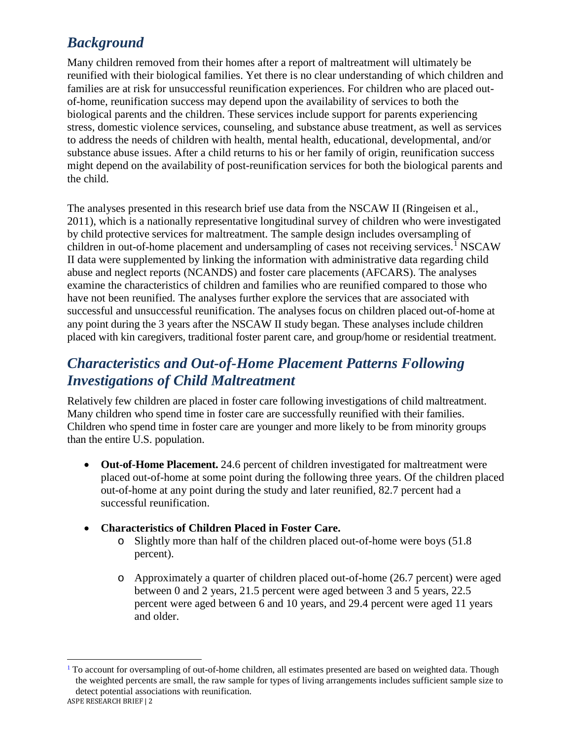## *Background*

Many children removed from their homes after a report of maltreatment will ultimately be reunified with their biological families. Yet there is no clear understanding of which children and families are at risk for unsuccessful reunification experiences. For children who are placed out-of-home, reunification success may depend upon the availability of services to both the biological parents and the children. These services include support for parents experiencing stress, domestic violence services, counseling, and substance abuse treatment, as well as services to address the needs of children with health, mental health, educational, developmental, and/or substance abuse issues. After a child returns to his or her family of origin, reunification success might depend on the availability of post-reunification services for both the biological parents and the child.

The analyses presented in this research brief use data from the NSCAW II (Ringeisen et al., 2011), which is a nationally representative longitudinal survey of children who were investigated by child protective services for maltreatment. The sample design includes oversampling of children in out-of-home placement and undersampling of cases not receiving services.[1] NSCAW II data were supplemented by linking the information with administrative data regarding child abuse and neglect reports (NCANDS) and foster care placements (AFCARS). The analyses examine the characteristics of children and families who are reunified compared to those who have not been reunified. The analyses further explore the services that are associated with successful and unsuccessful reunification. The analyses focus on children placed out-of-home at any point during the 3 years after the NSCAW II study began. These analyses include children placed with kin caregivers, traditional foster parent care, and group/home or residential treatment.

## *Characteristics and Out-of-Home Placement Patterns Following Investigations of Child Maltreatment*

Relatively few children are placed in foster care following investigations of child maltreatment. Many children who spend time in foster care are successfully reunified with their families. Children who spend time in foster care are younger and more likely to be from minority groups than the entire U.S. population.

- **Out-of-Home Placement.** 24.6 percent of children investigated for maltreatment were placed out-of-home at some point during the following three years. Of the children placed out-of-home at any point during the study and later reunified, 82.7 percent had a successful reunification.
- **Characteristics of Children Placed in Foster Care.**
  - Slightly more than half of the children placed out-of-home were boys (51.8 percent).
  - Approximately a quarter of children placed out-of-home (26.7 percent) were aged between 0 and 2 years, 21.5 percent were aged between 3 and 5 years, 22.5 percent were aged between 6 and 10 years, and 29.4 percent were aged 11 years and older.

[1] To account for oversampling of out-of-home children, all estimates presented are based on weighted data. Though the weighted percents are small, the raw sample for types of living arrangements includes sufficient sample size to detect potential associations with reunification.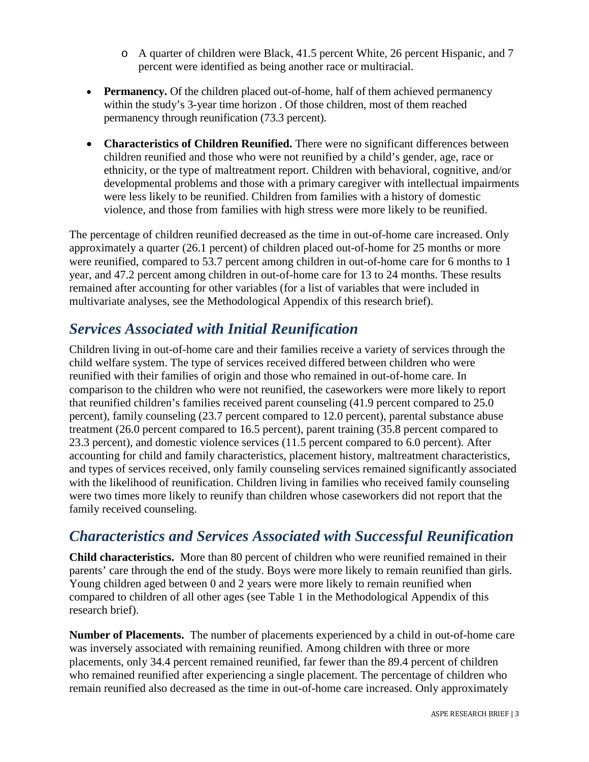- A quarter of children were Black, 41.5 percent White, 26 percent Hispanic, and 7 percent were identified as being another race or multiracial.

- **Permanency.** Of the children placed out-of-home, half of them achieved permanency within the study's 3-year time horizon . Of those children, most of them reached permanency through reunification (73.3 percent).
- **Characteristics of Children Reunified.** There were no significant differences between children reunified and those who were not reunified by a child's gender, age, race or ethnicity, or the type of maltreatment report. Children with behavioral, cognitive, and/or developmental problems and those with a primary caregiver with intellectual impairments were less likely to be reunified. Children from families with a history of domestic violence, and those from families with high stress were more likely to be reunified.

The percentage of children reunified decreased as the time in out-of-home care increased. Only approximately a quarter (26.1 percent) of children placed out-of-home for 25 months or more were reunified, compared to 53.7 percent among children in out-of-home care for 6 months to 1 year, and 47.2 percent among children in out-of-home care for 13 to 24 months. These results remained after accounting for other variables (for a list of variables that were included in multivariate analyses, see the Methodological Appendix of this research brief).

## *Services Associated with Initial Reunification*

Children living in out-of-home care and their families receive a variety of services through the child welfare system. The type of services received differed between children who were reunified with their families of origin and those who remained in out-of-home care. In comparison to the children who were not reunified, the caseworkers were more likely to report that reunified children's families received parent counseling (41.9 percent compared to 25.0 percent), family counseling (23.7 percent compared to 12.0 percent), parental substance abuse treatment (26.0 percent compared to 16.5 percent), parent training (35.8 percent compared to 23.3 percent), and domestic violence services (11.5 percent compared to 6.0 percent). After accounting for child and family characteristics, placement history, maltreatment characteristics, and types of services received, only family counseling services remained significantly associated with the likelihood of reunification. Children living in families who received family counseling were two times more likely to reunify than children whose caseworkers did not report that the family received counseling.

## *Characteristics and Services Associated with Successful Reunification*

**Child characteristics.** More than 80 percent of children who were reunified remained in their parents' care through the end of the study. Boys were more likely to remain reunified than girls. Young children aged between 0 and 2 years were more likely to remain reunified when compared to children of all other ages (see Table 1 in the Methodological Appendix of this research brief).

**Number of Placements.** The number of placements experienced by a child in out-of-home care was inversely associated with remaining reunified. Among children with three or more placements, only 34.4 percent remained reunified, far fewer than the 89.4 percent of children who remained reunified after experiencing a single placement. The percentage of children who remain reunified also decreased as the time in out-of-home care increased. Only approximately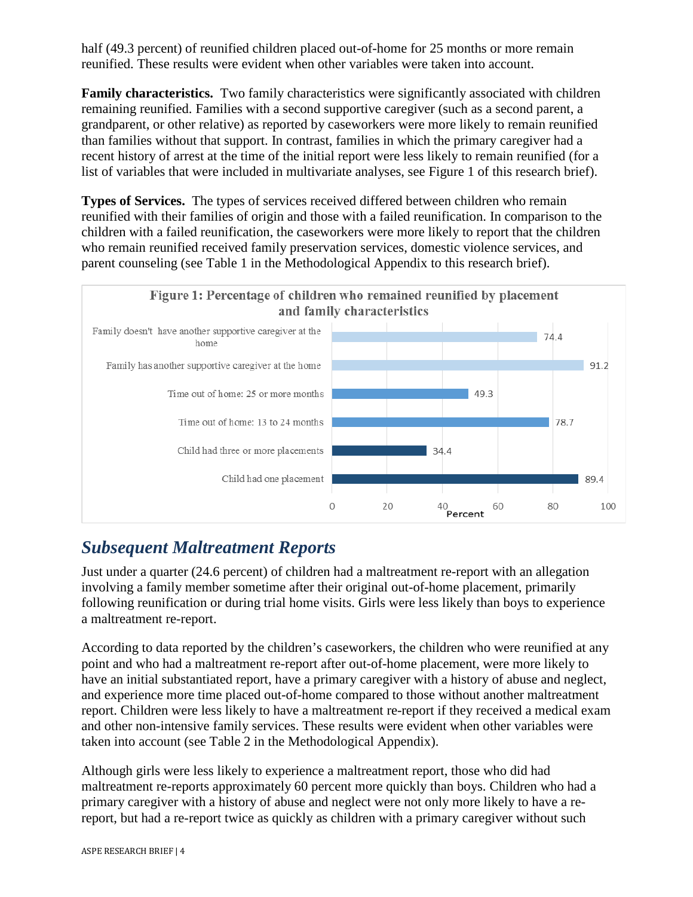half (49.3 percent) of reunified children placed out-of-home for 25 months or more remain reunified. These results were evident when other variables were taken into account.

**Family characteristics.** Two family characteristics were significantly associated with children remaining reunified. Families with a second supportive caregiver (such as a second parent, a grandparent, or other relative) as reported by caseworkers were more likely to remain reunified than families without that support. In contrast, families in which the primary caregiver had a recent history of arrest at the time of the initial report were less likely to remain reunified (for a list of variables that were included in multivariate analyses, see Figure 1 of this research brief).

**Types of Services.** The types of services received differed between children who remain reunified with their families of origin and those with a failed reunification. In comparison to the children with a failed reunification, the caseworkers were more likely to report that the children who remain reunified received family preservation services, domestic violence services, and parent counseling (see Table 1 in the Methodological Appendix to this research brief).

**Figure 1: Percentage of children who remained reunified by placement and family characteristics**

| Characteristic | Percent |
| --- | --- |
| Family doesn't have another supportive caregiver at the home | 74.4 |
| Family has another supportive caregiver at the home | 91.2 |
| Time out of home: 25 or more months | 49.3 |
| Time out of home: 13 to 24 months | 78.7 |
| Child had three or more placements | 34.4 |
| Child had one placement | 89.4 |

## *Subsequent Maltreatment Reports*

Just under a quarter (24.6 percent) of children had a maltreatment re-report with an allegation involving a family member sometime after their original out-of-home placement, primarily following reunification or during trial home visits. Girls were less likely than boys to experience a maltreatment re-report.

According to data reported by the children's caseworkers, the children who were reunified at any point and who had a maltreatment re-report after out-of-home placement, were more likely to have an initial substantiated report, have a primary caregiver with a history of abuse and neglect, and experience more time placed out-of-home compared to those without another maltreatment report. Children were less likely to have a maltreatment re-report if they received a medical exam and other non-intensive family services. These results were evident when other variables were taken into account (see Table 2 in the Methodological Appendix).

Although girls were less likely to experience a maltreatment report, those who did had maltreatment re-reports approximately 60 percent more quickly than boys. Children who had a primary caregiver with a history of abuse and neglect were not only more likely to have a re-report, but had a re-report twice as quickly as children with a primary caregiver without such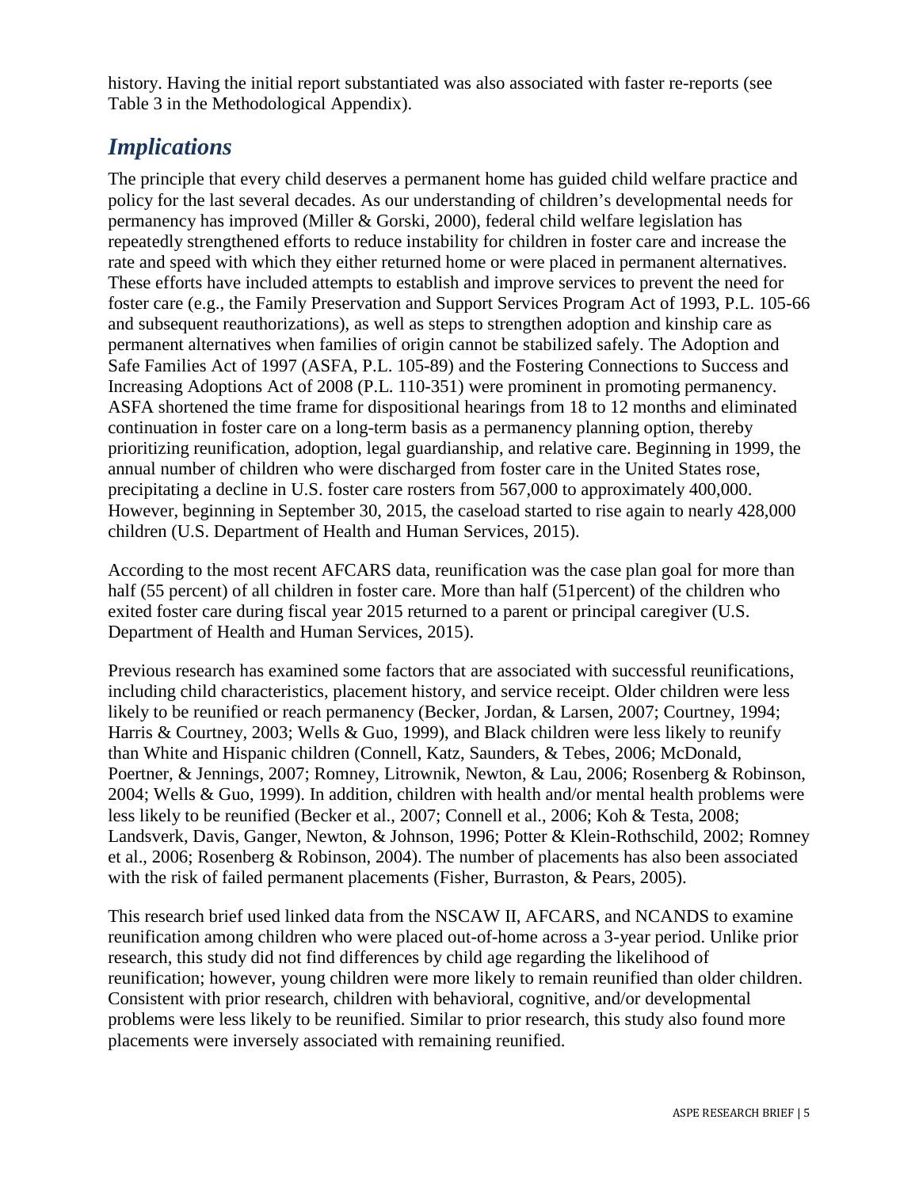history. Having the initial report substantiated was also associated with faster re-reports (see Table 3 in the Methodological Appendix).

## *Implications*

The principle that every child deserves a permanent home has guided child welfare practice and policy for the last several decades. As our understanding of children's developmental needs for permanency has improved (Miller & Gorski, 2000), federal child welfare legislation has repeatedly strengthened efforts to reduce instability for children in foster care and increase the rate and speed with which they either returned home or were placed in permanent alternatives. These efforts have included attempts to establish and improve services to prevent the need for foster care (e.g., the Family Preservation and Support Services Program Act of 1993, P.L. 105-66 and subsequent reauthorizations), as well as steps to strengthen adoption and kinship care as permanent alternatives when families of origin cannot be stabilized safely. The Adoption and Safe Families Act of 1997 (ASFA, P.L. 105-89) and the Fostering Connections to Success and Increasing Adoptions Act of 2008 (P.L. 110-351) were prominent in promoting permanency. ASFA shortened the time frame for dispositional hearings from 18 to 12 months and eliminated continuation in foster care on a long-term basis as a permanency planning option, thereby prioritizing reunification, adoption, legal guardianship, and relative care. Beginning in 1999, the annual number of children who were discharged from foster care in the United States rose, precipitating a decline in U.S. foster care rosters from 567,000 to approximately 400,000. However, beginning in September 30, 2015, the caseload started to rise again to nearly 428,000 children (U.S. Department of Health and Human Services, 2015).

According to the most recent AFCARS data, reunification was the case plan goal for more than half (55 percent) of all children in foster care. More than half (51percent) of the children who exited foster care during fiscal year 2015 returned to a parent or principal caregiver (U.S. Department of Health and Human Services, 2015).

Previous research has examined some factors that are associated with successful reunifications, including child characteristics, placement history, and service receipt. Older children were less likely to be reunified or reach permanency (Becker, Jordan, & Larsen, 2007; Courtney, 1994; Harris & Courtney, 2003; Wells & Guo, 1999), and Black children were less likely to reunify than White and Hispanic children (Connell, Katz, Saunders, & Tebes, 2006; McDonald, Poertner, & Jennings, 2007; Romney, Litrownik, Newton, & Lau, 2006; Rosenberg & Robinson, 2004; Wells & Guo, 1999). In addition, children with health and/or mental health problems were less likely to be reunified (Becker et al., 2007; Connell et al., 2006; Koh & Testa, 2008; Landsverk, Davis, Ganger, Newton, & Johnson, 1996; Potter & Klein-Rothschild, 2002; Romney et al., 2006; Rosenberg & Robinson, 2004). The number of placements has also been associated with the risk of failed permanent placements (Fisher, Burraston, & Pears, 2005).

This research brief used linked data from the NSCAW II, AFCARS, and NCANDS to examine reunification among children who were placed out-of-home across a 3-year period. Unlike prior research, this study did not find differences by child age regarding the likelihood of reunification; however, young children were more likely to remain reunified than older children. Consistent with prior research, children with behavioral, cognitive, and/or developmental problems were less likely to be reunified. Similar to prior research, this study also found more placements were inversely associated with remaining reunified.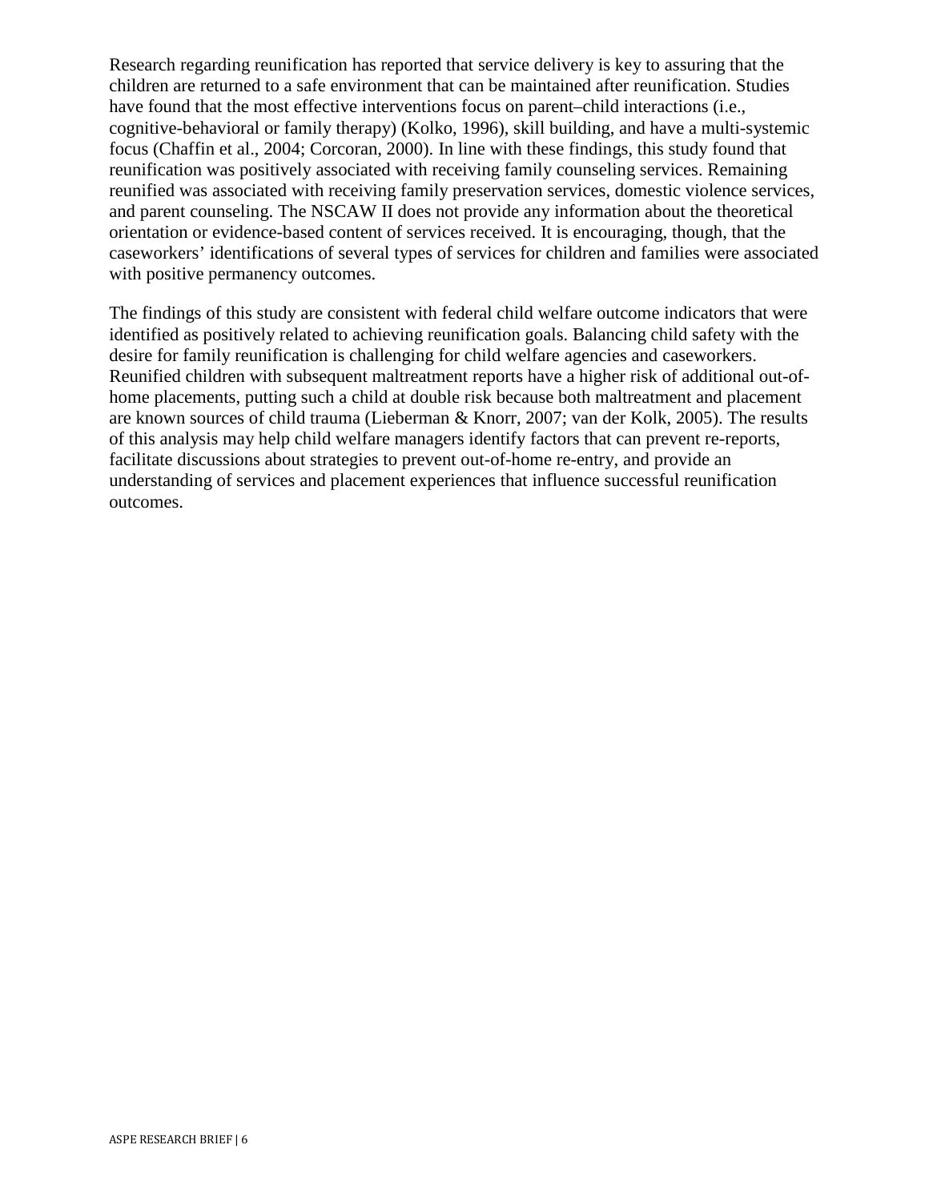Research regarding reunification has reported that service delivery is key to assuring that the children are returned to a safe environment that can be maintained after reunification. Studies have found that the most effective interventions focus on parent–child interactions (i.e., cognitive-behavioral or family therapy) (Kolko, 1996), skill building, and have a multi-systemic focus (Chaffin et al., 2004; Corcoran, 2000). In line with these findings, this study found that reunification was positively associated with receiving family counseling services. Remaining reunified was associated with receiving family preservation services, domestic violence services, and parent counseling. The NSCAW II does not provide any information about the theoretical orientation or evidence-based content of services received. It is encouraging, though, that the caseworkers' identifications of several types of services for children and families were associated with positive permanency outcomes.

The findings of this study are consistent with federal child welfare outcome indicators that were identified as positively related to achieving reunification goals. Balancing child safety with the desire for family reunification is challenging for child welfare agencies and caseworkers. Reunified children with subsequent maltreatment reports have a higher risk of additional out-of-home placements, putting such a child at double risk because both maltreatment and placement are known sources of child trauma (Lieberman & Knorr, 2007; van der Kolk, 2005). The results of this analysis may help child welfare managers identify factors that can prevent re-reports, facilitate discussions about strategies to prevent out-of-home re-entry, and provide an understanding of services and placement experiences that influence successful reunification outcomes.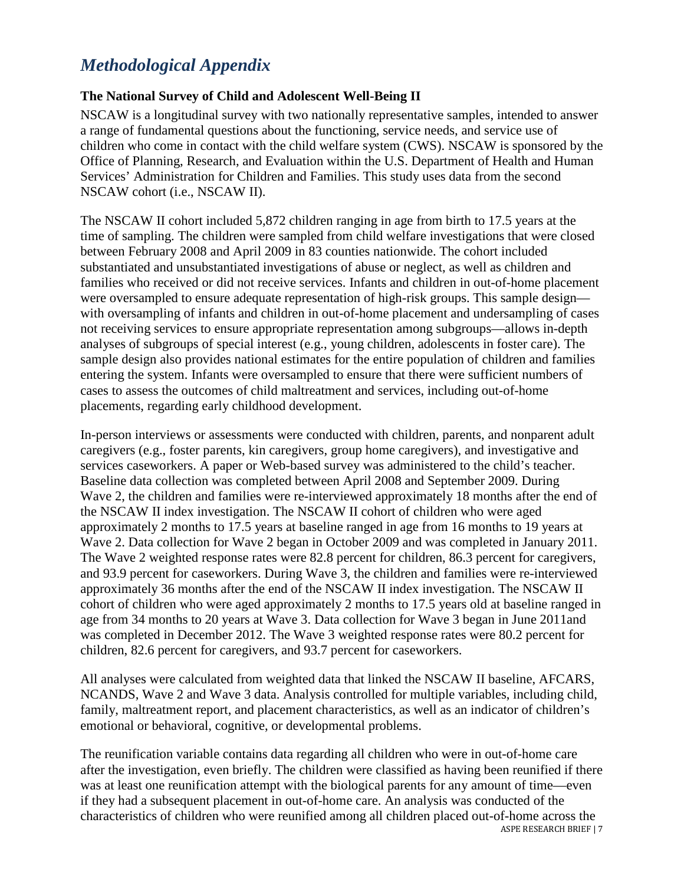# *Methodological Appendix*

### The National Survey of Child and Adolescent Well-Being II

NSCAW is a longitudinal survey with two nationally representative samples, intended to answer a range of fundamental questions about the functioning, service needs, and service use of children who come in contact with the child welfare system (CWS). NSCAW is sponsored by the Office of Planning, Research, and Evaluation within the U.S. Department of Health and Human Services' Administration for Children and Families. This study uses data from the second NSCAW cohort (i.e., NSCAW II).

The NSCAW II cohort included 5,872 children ranging in age from birth to 17.5 years at the time of sampling. The children were sampled from child welfare investigations that were closed between February 2008 and April 2009 in 83 counties nationwide. The cohort included substantiated and unsubstantiated investigations of abuse or neglect, as well as children and families who received or did not receive services. Infants and children in out-of-home placement were oversampled to ensure adequate representation of high-risk groups. This sample design—with oversampling of infants and children in out-of-home placement and undersampling of cases not receiving services to ensure appropriate representation among subgroups—allows in-depth analyses of subgroups of special interest (e.g., young children, adolescents in foster care). The sample design also provides national estimates for the entire population of children and families entering the system. Infants were oversampled to ensure that there were sufficient numbers of cases to assess the outcomes of child maltreatment and services, including out-of-home placements, regarding early childhood development.

In-person interviews or assessments were conducted with children, parents, and nonparent adult caregivers (e.g., foster parents, kin caregivers, group home caregivers), and investigative and services caseworkers. A paper or Web-based survey was administered to the child's teacher. Baseline data collection was completed between April 2008 and September 2009. During Wave 2, the children and families were re-interviewed approximately 18 months after the end of the NSCAW II index investigation. The NSCAW II cohort of children who were aged approximately 2 months to 17.5 years at baseline ranged in age from 16 months to 19 years at Wave 2. Data collection for Wave 2 began in October 2009 and was completed in January 2011. The Wave 2 weighted response rates were 82.8 percent for children, 86.3 percent for caregivers, and 93.9 percent for caseworkers. During Wave 3, the children and families were re-interviewed approximately 36 months after the end of the NSCAW II index investigation. The NSCAW II cohort of children who were aged approximately 2 months to 17.5 years old at baseline ranged in age from 34 months to 20 years at Wave 3. Data collection for Wave 3 began in June 2011and was completed in December 2012. The Wave 3 weighted response rates were 80.2 percent for children, 82.6 percent for caregivers, and 93.7 percent for caseworkers.

All analyses were calculated from weighted data that linked the NSCAW II baseline, AFCARS, NCANDS, Wave 2 and Wave 3 data. Analysis controlled for multiple variables, including child, family, maltreatment report, and placement characteristics, as well as an indicator of children's emotional or behavioral, cognitive, or developmental problems.

The reunification variable contains data regarding all children who were in out-of-home care after the investigation, even briefly. The children were classified as having been reunified if there was at least one reunification attempt with the biological parents for any amount of time—even if they had a subsequent placement in out-of-home care. An analysis was conducted of the characteristics of children who were reunified among all children placed out-of-home across the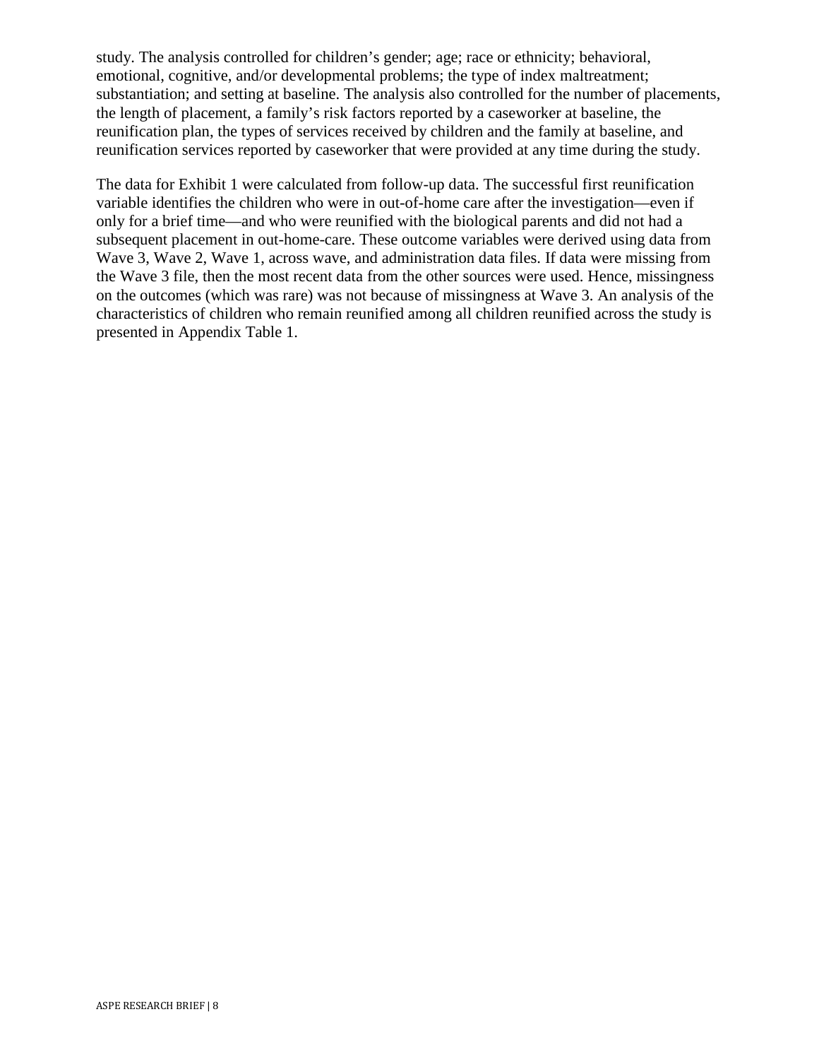study. The analysis controlled for children's gender; age; race or ethnicity; behavioral, emotional, cognitive, and/or developmental problems; the type of index maltreatment; substantiation; and setting at baseline. The analysis also controlled for the number of placements, the length of placement, a family's risk factors reported by a caseworker at baseline, the reunification plan, the types of services received by children and the family at baseline, and reunification services reported by caseworker that were provided at any time during the study.

The data for Exhibit 1 were calculated from follow-up data. The successful first reunification variable identifies the children who were in out-of-home care after the investigation—even if only for a brief time—and who were reunified with the biological parents and did not had a subsequent placement in out-home-care. These outcome variables were derived using data from Wave 3, Wave 2, Wave 1, across wave, and administration data files. If data were missing from the Wave 3 file, then the most recent data from the other sources were used. Hence, missingness on the outcomes (which was rare) was not because of missingness at Wave 3. An analysis of the characteristics of children who remain reunified among all children reunified across the study is presented in Appendix Table 1.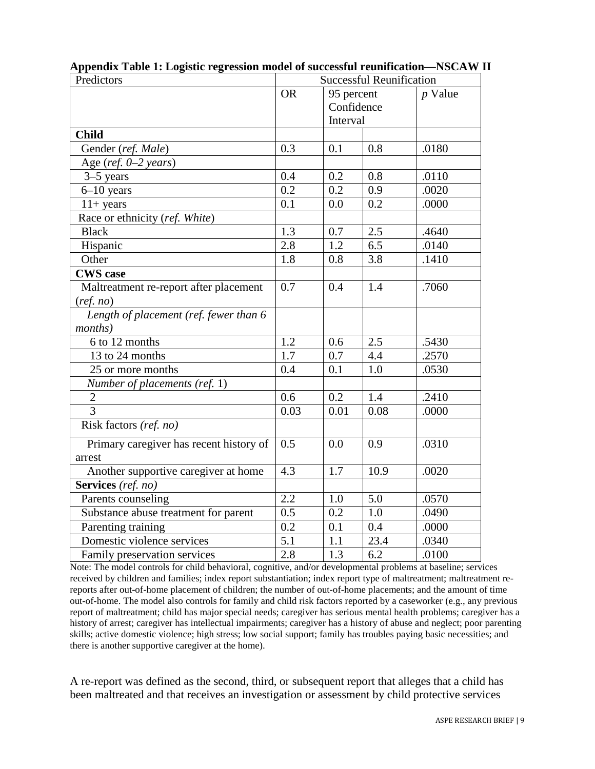**Appendix Table 1: Logistic regression model of successful reunification—NSCAW II**

| Predictors | Successful Reunification | | | |
|---|---|---|---|---|
| | OR | 95 percent Confidence Interval | | *p* Value |
| **Child** | | | | |
| Gender (*ref. Male*) | 0.3 | 0.1 | 0.8 | .0180 |
| Age (*ref. 0–2 years*) | | | | |
| 3–5 years | 0.4 | 0.2 | 0.8 | .0110 |
| 6–10 years | 0.2 | 0.2 | 0.9 | .0020 |
| 11+ years | 0.1 | 0.0 | 0.2 | .0000 |
| Race or ethnicity (*ref. White*) | | | | |
| Black | 1.3 | 0.7 | 2.5 | .4640 |
| Hispanic | 2.8 | 1.2 | 6.5 | .0140 |
| Other | 1.8 | 0.8 | 3.8 | .1410 |
| **CWS case** | | | | |
| Maltreatment re-report after placement (*ref. no*) | 0.7 | 0.4 | 1.4 | .7060 |
| *Length of placement (ref. fewer than 6 months)* | | | | |
| 6 to 12 months | 1.2 | 0.6 | 2.5 | .5430 |
| 13 to 24 months | 1.7 | 0.7 | 4.4 | .2570 |
| 25 or more months | 0.4 | 0.1 | 1.0 | .0530 |
| *Number of placements (ref.* 1) | | | | |
| 2 | 0.6 | 0.2 | 1.4 | .2410 |
| 3 | 0.03 | 0.01 | 0.08 | .0000 |
| Risk factors *(ref. no)* | | | | |
| Primary caregiver has recent history of arrest | 0.5 | 0.0 | 0.9 | .0310 |
| Another supportive caregiver at home | 4.3 | 1.7 | 10.9 | .0020 |
| **Services** *(ref. no)* | | | | |
| Parents counseling | 2.2 | 1.0 | 5.0 | .0570 |
| Substance abuse treatment for parent | 0.5 | 0.2 | 1.0 | .0490 |
| Parenting training | 0.2 | 0.1 | 0.4 | .0000 |
| Domestic violence services | 5.1 | 1.1 | 23.4 | .0340 |
| Family preservation services | 2.8 | 1.3 | 6.2 | .0100 |

Note: The model controls for child behavioral, cognitive, and/or developmental problems at baseline; services received by children and families; index report substantiation; index report type of maltreatment; maltreatment re-reports after out-of-home placement of children; the number of out-of-home placements; and the amount of time out-of-home. The model also controls for family and child risk factors reported by a caseworker (e.g., any previous report of maltreatment; child has major special needs; caregiver has serious mental health problems; caregiver has a history of arrest; caregiver has intellectual impairments; caregiver has a history of abuse and neglect; poor parenting skills; active domestic violence; high stress; low social support; family has troubles paying basic necessities; and there is another supportive caregiver at the home).

A re-report was defined as the second, third, or subsequent report that alleges that a child has been maltreated and that receives an investigation or assessment by child protective services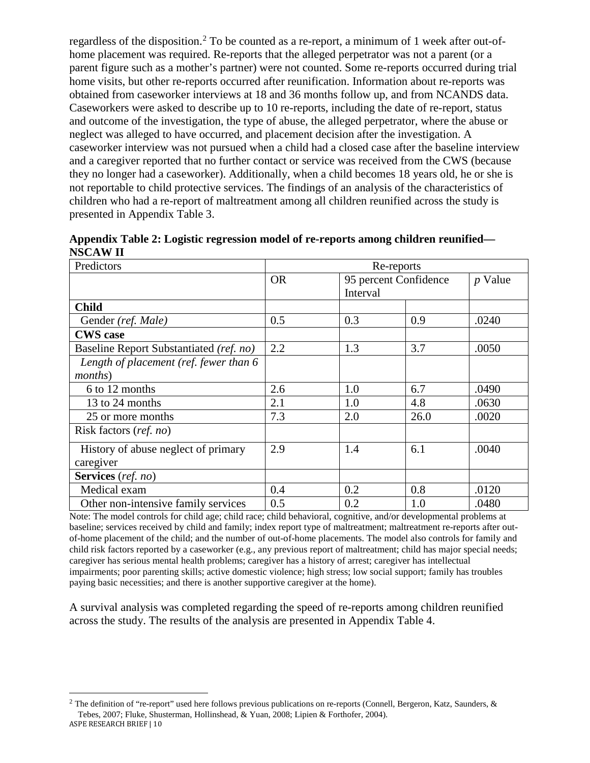regardless of the disposition.[2] To be counted as a re-report, a minimum of 1 week after out-of-home placement was required. Re-reports that the alleged perpetrator was not a parent (or a parent figure such as a mother's partner) were not counted. Some re-reports occurred during trial home visits, but other re-reports occurred after reunification. Information about re-reports was obtained from caseworker interviews at 18 and 36 months follow up, and from NCANDS data. Caseworkers were asked to describe up to 10 re-reports, including the date of re-report, status and outcome of the investigation, the type of abuse, the alleged perpetrator, where the abuse or neglect was alleged to have occurred, and placement decision after the investigation. A caseworker interview was not pursued when a child had a closed case after the baseline interview and a caregiver reported that no further contact or service was received from the CWS (because they no longer had a caseworker). Additionally, when a child becomes 18 years old, he or she is not reportable to child protective services. The findings of an analysis of the characteristics of children who had a re-report of maltreatment among all children reunified across the study is presented in Appendix Table 3.

**Appendix Table 2: Logistic regression model of re-reports among children reunified—NSCAW II**

| Predictors | Re-reports | | | |
|---|---|---|---|---|
| | OR | 95 percent Confidence Interval | | *p* Value |
| **Child** | | | | |
| Gender *(ref. Male)* | 0.5 | 0.3 | 0.9 | .0240 |
| **CWS case** | | | | |
| Baseline Report Substantiated *(ref. no)* | 2.2 | 1.3 | 3.7 | .0050 |
| *Length of placement (ref. fewer than 6 months)* | | | | |
| 6 to 12 months | 2.6 | 1.0 | 6.7 | .0490 |
| 13 to 24 months | 2.1 | 1.0 | 4.8 | .0630 |
| 25 or more months | 7.3 | 2.0 | 26.0 | .0020 |
| Risk factors (*ref. no*) | | | | |
| History of abuse neglect of primary caregiver | 2.9 | 1.4 | 6.1 | .0040 |
| **Services** (*ref. no*) | | | | |
| Medical exam | 0.4 | 0.2 | 0.8 | .0120 |
| Other non-intensive family services | 0.5 | 0.2 | 1.0 | .0480 |

Note: The model controls for child age; child race; child behavioral, cognitive, and/or developmental problems at baseline; services received by child and family; index report type of maltreatment; maltreatment re-reports after out-of-home placement of the child; and the number of out-of-home placements. The model also controls for family and child risk factors reported by a caseworker (e.g., any previous report of maltreatment; child has major special needs; caregiver has serious mental health problems; caregiver has a history of arrest; caregiver has intellectual impairments; poor parenting skills; active domestic violence; high stress; low social support; family has troubles paying basic necessities; and there is another supportive caregiver at the home).

A survival analysis was completed regarding the speed of re-reports among children reunified across the study. The results of the analysis are presented in Appendix Table 4.

[2] The definition of "re-report" used here follows previous publications on re-reports (Connell, Bergeron, Katz, Saunders, & Tebes, 2007; Fluke, Shusterman, Hollinshead, & Yuan, 2008; Lipien & Forthofer, 2004).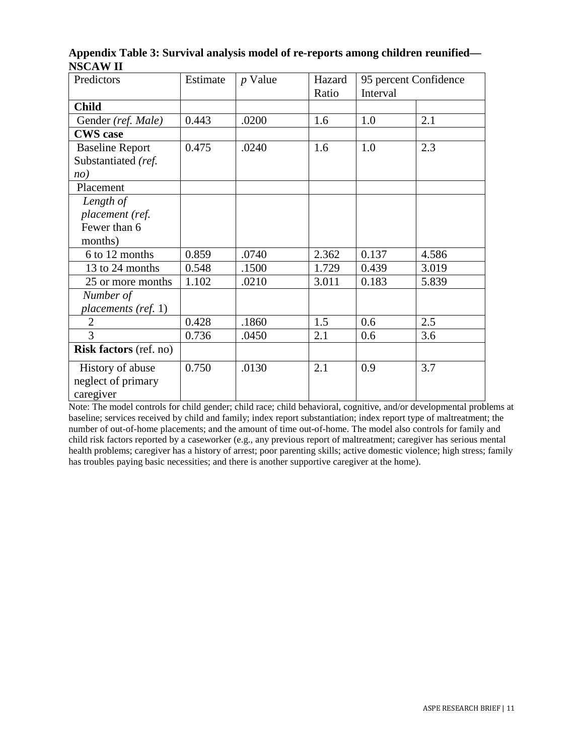**Appendix Table 3: Survival analysis model of re-reports among children reunified—NSCAW II**

| Predictors | Estimate | *p* Value | Hazard Ratio | 95 percent Confidence Interval | |
|---|---|---|---|---|---|
| **Child** | | | | | |
| Gender *(ref. Male)* | 0.443 | .0200 | 1.6 | 1.0 | 2.1 |
| **CWS case** | | | | | |
| Baseline Report Substantiated *(ref. no)* | 0.475 | .0240 | 1.6 | 1.0 | 2.3 |
| Placement | | | | | |
| *Length of placement (ref.* Fewer than 6 months) | | | | | |
| 6 to 12 months | 0.859 | .0740 | 2.362 | 0.137 | 4.586 |
| 13 to 24 months | 0.548 | .1500 | 1.729 | 0.439 | 3.019 |
| 25 or more months | 1.102 | .0210 | 3.011 | 0.183 | 5.839 |
| *Number of placements (ref.* 1) | | | | | |
| 2 | 0.428 | .1860 | 1.5 | 0.6 | 2.5 |
| 3 | 0.736 | .0450 | 2.1 | 0.6 | 3.6 |
| **Risk factors** (ref. no) | | | | | |
| History of abuse neglect of primary caregiver | 0.750 | .0130 | 2.1 | 0.9 | 3.7 |

Note: The model controls for child gender; child race; child behavioral, cognitive, and/or developmental problems at baseline; services received by child and family; index report substantiation; index report type of maltreatment; the number of out-of-home placements; and the amount of time out-of-home. The model also controls for family and child risk factors reported by a caseworker (e.g., any previous report of maltreatment; caregiver has serious mental health problems; caregiver has a history of arrest; poor parenting skills; active domestic violence; high stress; family has troubles paying basic necessities; and there is another supportive caregiver at the home).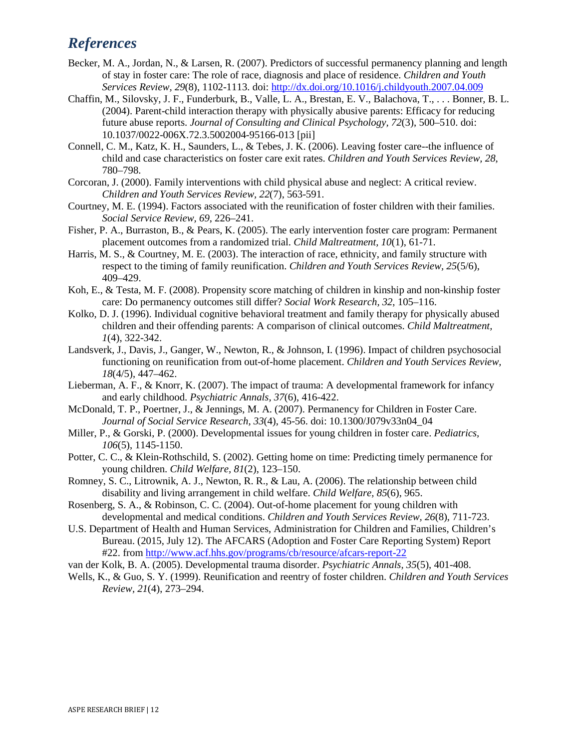## *References*

Becker, M. A., Jordan, N., & Larsen, R. (2007). Predictors of successful permanency planning and length of stay in foster care: The role of race, diagnosis and place of residence. *Children and Youth Services Review, 29*(8), 1102-1113. doi: http://dx.doi.org/10.1016/j.childyouth.2007.04.009

Chaffin, M., Silovsky, J. F., Funderburk, B., Valle, L. A., Brestan, E. V., Balachova, T., . . . Bonner, B. L. (2004). Parent-child interaction therapy with physically abusive parents: Efficacy for reducing future abuse reports. *Journal of Consulting and Clinical Psychology, 72*(3), 500–510. doi: 10.1037/0022-006X.72.3.5002004-95166-013 [pii]

Connell, C. M., Katz, K. H., Saunders, L., & Tebes, J. K. (2006). Leaving foster care--the influence of child and case characteristics on foster care exit rates. *Children and Youth Services Review, 28*, 780–798.

Corcoran, J. (2000). Family interventions with child physical abuse and neglect: A critical review. *Children and Youth Services Review, 22*(7), 563-591.

Courtney, M. E. (1994). Factors associated with the reunification of foster children with their families. *Social Service Review, 69*, 226–241.

Fisher, P. A., Burraston, B., & Pears, K. (2005). The early intervention foster care program: Permanent placement outcomes from a randomized trial. *Child Maltreatment, 10*(1), 61-71.

Harris, M. S., & Courtney, M. E. (2003). The interaction of race, ethnicity, and family structure with respect to the timing of family reunification. *Children and Youth Services Review, 25*(5/6), 409–429.

Koh, E., & Testa, M. F. (2008). Propensity score matching of children in kinship and non-kinship foster care: Do permanency outcomes still differ? *Social Work Research, 32*, 105–116.

Kolko, D. J. (1996). Individual cognitive behavioral treatment and family therapy for physically abused children and their offending parents: A comparison of clinical outcomes. *Child Maltreatment, 1*(4), 322-342.

Landsverk, J., Davis, J., Ganger, W., Newton, R., & Johnson, I. (1996). Impact of children psychosocial functioning on reunification from out-of-home placement. *Children and Youth Services Review, 18*(4/5), 447–462.

Lieberman, A. F., & Knorr, K. (2007). The impact of trauma: A developmental framework for infancy and early childhood. *Psychiatric Annals, 37*(6), 416-422.

McDonald, T. P., Poertner, J., & Jennings, M. A. (2007). Permanency for Children in Foster Care. *Journal of Social Service Research, 33*(4), 45-56. doi: 10.1300/J079v33n04_04

Miller, P., & Gorski, P. (2000). Developmental issues for young children in foster care. *Pediatrics, 106*(5), 1145-1150.

Potter, C. C., & Klein-Rothschild, S. (2002). Getting home on time: Predicting timely permanence for young children. *Child Welfare, 81*(2), 123–150.

Romney, S. C., Litrownik, A. J., Newton, R. R., & Lau, A. (2006). The relationship between child disability and living arrangement in child welfare. *Child Welfare, 85*(6), 965.

Rosenberg, S. A., & Robinson, C. C. (2004). Out-of-home placement for young children with developmental and medical conditions. *Children and Youth Services Review, 26*(8), 711-723.

U.S. Department of Health and Human Services, Administration for Children and Families, Children's Bureau. (2015, July 12). The AFCARS (Adoption and Foster Care Reporting System) Report #22. from http://www.acf.hhs.gov/programs/cb/resource/afcars-report-22

van der Kolk, B. A. (2005). Developmental trauma disorder. *Psychiatric Annals, 35*(5), 401-408.

Wells, K., & Guo, S. Y. (1999). Reunification and reentry of foster children. *Children and Youth Services Review, 21*(4), 273–294.